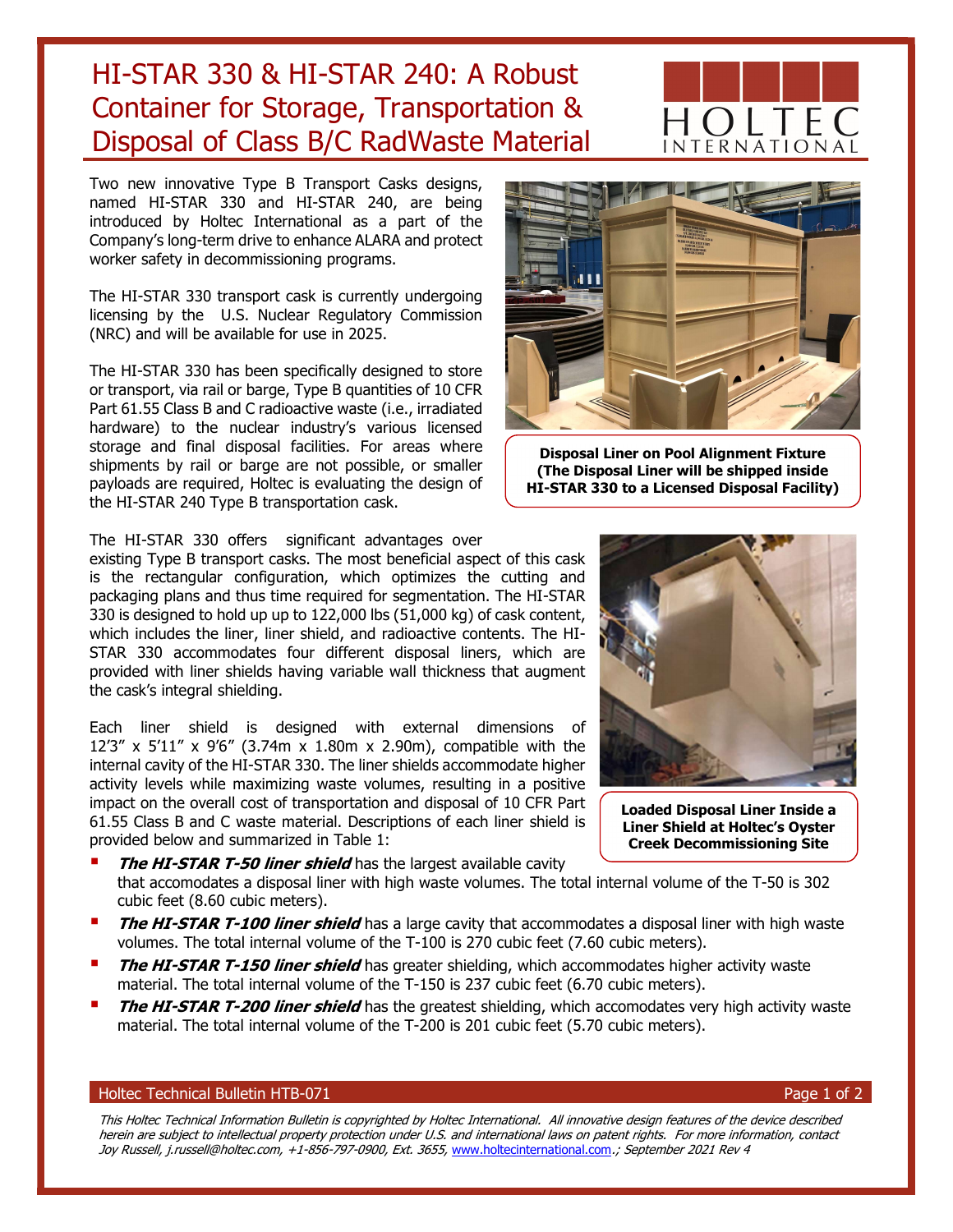# HI-STAR 330 & HI-STAR 240: A Robust Container for Storage, Transportation & Disposal of Class B/C RadWaste Material

Two new innovative Type B Transport Casks designs, named HI-STAR 330 and HI-STAR 240, are being introduced by Holtec International as a part of the Company's long-term drive to enhance ALARA and protect worker safety in decommissioning programs.

The HI-STAR 330 transport cask is currently undergoing licensing by the U.S. Nuclear Regulatory Commission (NRC) and will be available for use in 2025.

The HI-STAR 330 has been specifically designed to store or transport, via rail or barge, Type B quantities of 10 CFR Part 61.55 Class B and C radioactive waste (i.e., irradiated hardware) to the nuclear industry's various licensed storage and final disposal facilities. For areas where shipments by rail or barge are not possible, or smaller payloads are required, Holtec is evaluating the design of the HI-STAR 240 Type B transportation cask.

**Disposal Liner on Pool Alignment Fixture (The Disposal Liner will be shipped inside HI-STAR 330 to a Licensed Disposal Facility)**

The HI-STAR 330 offers significant advantages over existing Type B transport casks. The most beneficial aspect of this cask is the rectangular configuration, which optimizes the cutting and packaging plans and thus time required for segmentation. The HI-STAR 330 is designed to hold up up to 122,000 lbs (51,000 kg) of cask content, which includes the liner, liner shield, and radioactive contents. The HI-STAR 330 accommodates four different disposal liners, which are provided with liner shields having variable wall thickness that augment the cask's integral shielding.

Each liner shield is designed with external dimensions of 12'3" x 5'11" x 9'6" (3.74m x 1.80m x 2.90m), compatible with the internal cavity of the HI-STAR 330. The liner shields accommodate higher activity levels while maximizing waste volumes, resulting in a positive impact on the overall cost of transportation and disposal of 10 CFR Part 61.55 Class B and C waste material. Descriptions of each liner shield is provided below and summarized in Table 1:

**Loaded Disposal Liner Inside a Liner Shield at Holtec's Oyster Creek Decommissioning Site**

- ***The HI-STAR T-50 liner shield*** has the largest available cavity that accomodates a disposal liner with high waste volumes. The total internal volume of the T-50 is 302 cubic feet (8.60 cubic meters).
- ***The HI-STAR T-100 liner shield*** has a large cavity that accommodates a disposal liner with high waste volumes. The total internal volume of the T-100 is 270 cubic feet (7.60 cubic meters).
- ***The HI-STAR T-150 liner shield*** has greater shielding, which accommodates higher activity waste material. The total internal volume of the T-150 is 237 cubic feet (6.70 cubic meters).
- ***The HI-STAR T-200 liner shield*** has the greatest shielding, which accomodates very high activity waste material. The total internal volume of the T-200 is 201 cubic feet (5.70 cubic meters).

*This Holtec Technical Information Bulletin is copyrighted by Holtec International. All innovative design features of the device described herein are subject to intellectual property protection under U.S. and international laws on patent rights. For more information, contact Joy Russell, j.russell@holtec.com, +1-856-797-0900, Ext. 3655, www.holtecinternational.com.; September 2021 Rev 4*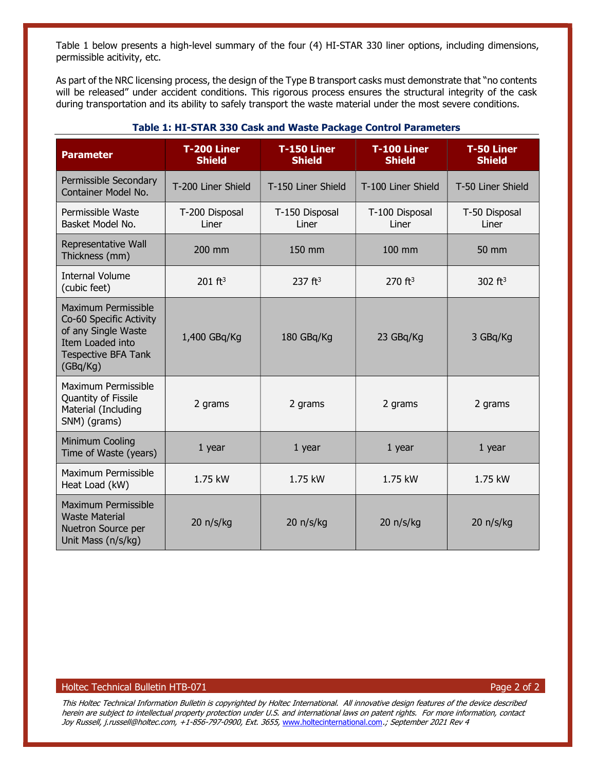Table 1 below presents a high-level summary of the four (4) HI-STAR 330 liner options, including dimensions, permissible acitivity, etc.

As part of the NRC licensing process, the design of the Type B transport casks must demonstrate that "no contents will be released" under accident conditions. This rigorous process ensures the structural integrity of the cask during transportation and its ability to safely transport the waste material under the most severe conditions.

**Table 1: HI-STAR 330 Cask and Waste Package Control Parameters**

| Parameter | T-200 Liner Shield | T-150 Liner Shield | T-100 Liner Shield | T-50 Liner Shield |
|---|---|---|---|---|
| Permissible Secondary Container Model No. | T-200 Liner Shield | T-150 Liner Shield | T-100 Liner Shield | T-50 Liner Shield |
| Permissible Waste Basket Model No. | T-200 Disposal Liner | T-150 Disposal Liner | T-100 Disposal Liner | T-50 Disposal Liner |
| Representative Wall Thickness (mm) | 200 mm | 150 mm | 100 mm | 50 mm |
| Internal Volume (cubic feet) | 201 $ft^3$ | 237 $ft^3$ | 270 $ft^3$ | 302 $ft^3$ |
| Maximum Permissible Co-60 Specific Activity of any Single Waste Item Loaded into Tespective BFA Tank (GBq/Kg) | 1,400 GBq/Kg | 180 GBq/Kg | 23 GBq/Kg | 3 GBq/Kg |
| Maximum Permissible Quantity of Fissile Material (Including SNM) (grams) | 2 grams | 2 grams | 2 grams | 2 grams |
| Minimum Cooling Time of Waste (years) | 1 year | 1 year | 1 year | 1 year |
| Maximum Permissible Heat Load (kW) | 1.75 kW | 1.75 kW | 1.75 kW | 1.75 kW |
| Maximum Permissible Waste Material Nuetron Source per Unit Mass (n/s/kg) | 20 n/s/kg | 20 n/s/kg | 20 n/s/kg | 20 n/s/kg |

*This Holtec Technical Information Bulletin is copyrighted by Holtec International. All innovative design features of the device described herein are subject to intellectual property protection under U.S. and international laws on patent rights. For more information, contact Joy Russell, j.russell@holtec.com, +1-856-797-0900, Ext. 3655, www.holtecinternational.com.; September 2021 Rev 4*